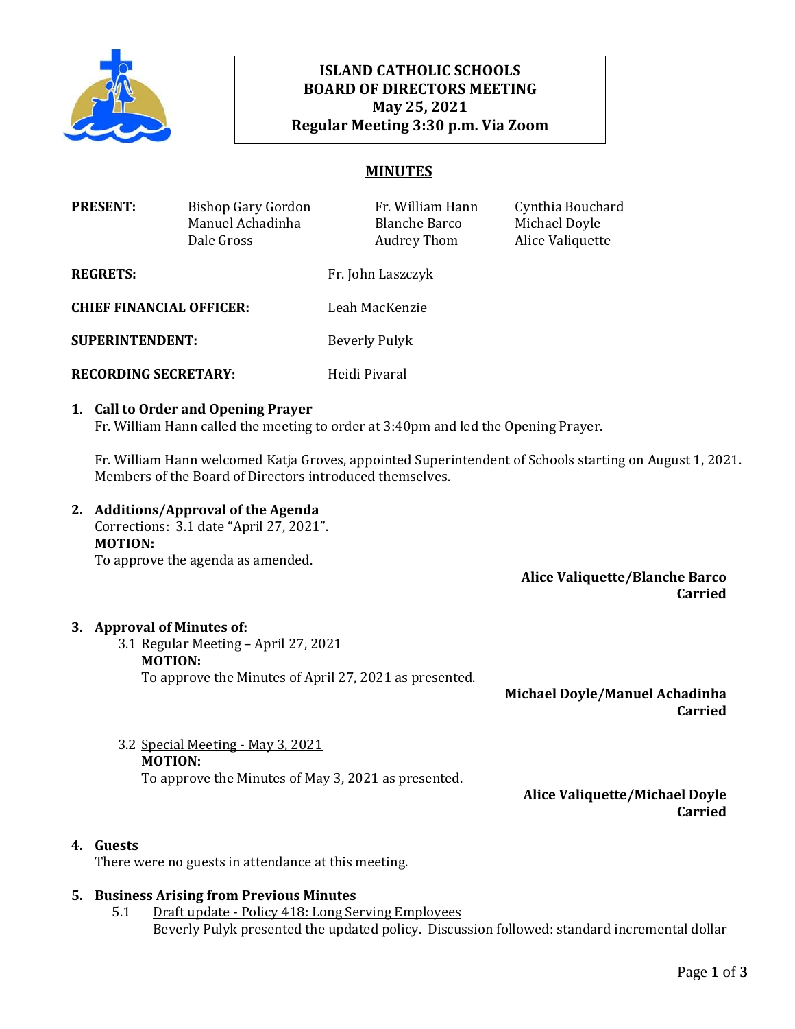**ISLAND CATHOLIC SCHOOLS**
**BOARD OF DIRECTORS MEETING**
**May 25, 2021**
**Regular Meeting 3:30 p.m. Via Zoom**

## MINUTES

**PRESENT:** Bishop Gary Gordon, Fr. William Hann, Cynthia Bouchard, Manuel Achadinha, Blanche Barco, Michael Doyle, Dale Gross, Audrey Thom, Alice Valiquette

**REGRETS:** Fr. John Laszczyk

**CHIEF FINANCIAL OFFICER:** Leah MacKenzie

**SUPERINTENDENT:** Beverly Pulyk

**RECORDING SECRETARY:** Heidi Pivaral

### 1. Call to Order and Opening Prayer

Fr. William Hann called the meeting to order at 3:40pm and led the Opening Prayer.

Fr. William Hann welcomed Katja Groves, appointed Superintendent of Schools starting on August 1, 2021. Members of the Board of Directors introduced themselves.

### 2. Additions/Approval of the Agenda

Corrections: 3.1 date "April 27, 2021".

**MOTION:**
To approve the agenda as amended.

**Alice Valiquette/Blanche Barco**
**Carried**

### 3. Approval of Minutes of:

3.1 Regular Meeting – April 27, 2021

**MOTION:**
To approve the Minutes of April 27, 2021 as presented.

**Michael Doyle/Manuel Achadinha**
**Carried**

3.2 Special Meeting - May 3, 2021

**MOTION:**
To approve the Minutes of May 3, 2021 as presented.

**Alice Valiquette/Michael Doyle**
**Carried**

### 4. Guests

There were no guests in attendance at this meeting.

### 5. Business Arising from Previous Minutes

5.1 Draft update - Policy 418: Long Serving Employees

Beverly Pulyk presented the updated policy. Discussion followed: standard incremental dollar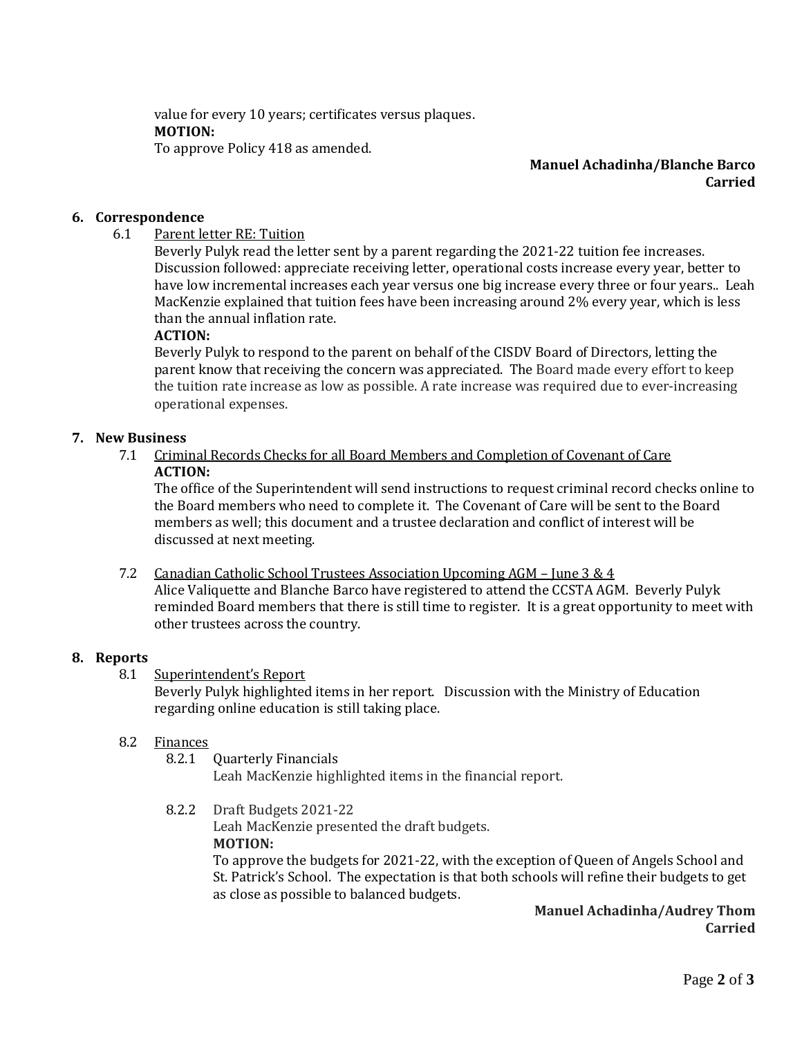value for every 10 years; certificates versus plaques.

**MOTION:**

To approve Policy 418 as amended.

**Manuel Achadinha/Blanche Barco**
**Carried**

## 6. Correspondence

6.1 Parent letter RE: Tuition

Beverly Pulyk read the letter sent by a parent regarding the 2021-22 tuition fee increases. Discussion followed: appreciate receiving letter, operational costs increase every year, better to have low incremental increases each year versus one big increase every three or four years.. Leah MacKenzie explained that tuition fees have been increasing around 2% every year, which is less than the annual inflation rate.

**ACTION:**

Beverly Pulyk to respond to the parent on behalf of the CISDV Board of Directors, letting the parent know that receiving the concern was appreciated. The Board made every effort to keep the tuition rate increase as low as possible. A rate increase was required due to ever-increasing operational expenses.

## 7. New Business

7.1 Criminal Records Checks for all Board Members and Completion of Covenant of Care

**ACTION:**

The office of the Superintendent will send instructions to request criminal record checks online to the Board members who need to complete it. The Covenant of Care will be sent to the Board members as well; this document and a trustee declaration and conflict of interest will be discussed at next meeting.

7.2 Canadian Catholic School Trustees Association Upcoming AGM – June 3 & 4

Alice Valiquette and Blanche Barco have registered to attend the CCSTA AGM. Beverly Pulyk reminded Board members that there is still time to register. It is a great opportunity to meet with other trustees across the country.

## 8. Reports

8.1 Superintendent's Report

Beverly Pulyk highlighted items in her report. Discussion with the Ministry of Education regarding online education is still taking place.

8.2 Finances

8.2.1 Quarterly Financials

Leah MacKenzie highlighted items in the financial report.

8.2.2 Draft Budgets 2021-22

Leah MacKenzie presented the draft budgets.

**MOTION:**

To approve the budgets for 2021-22, with the exception of Queen of Angels School and St. Patrick's School. The expectation is that both schools will refine their budgets to get as close as possible to balanced budgets.

**Manuel Achadinha/Audrey Thom**
**Carried**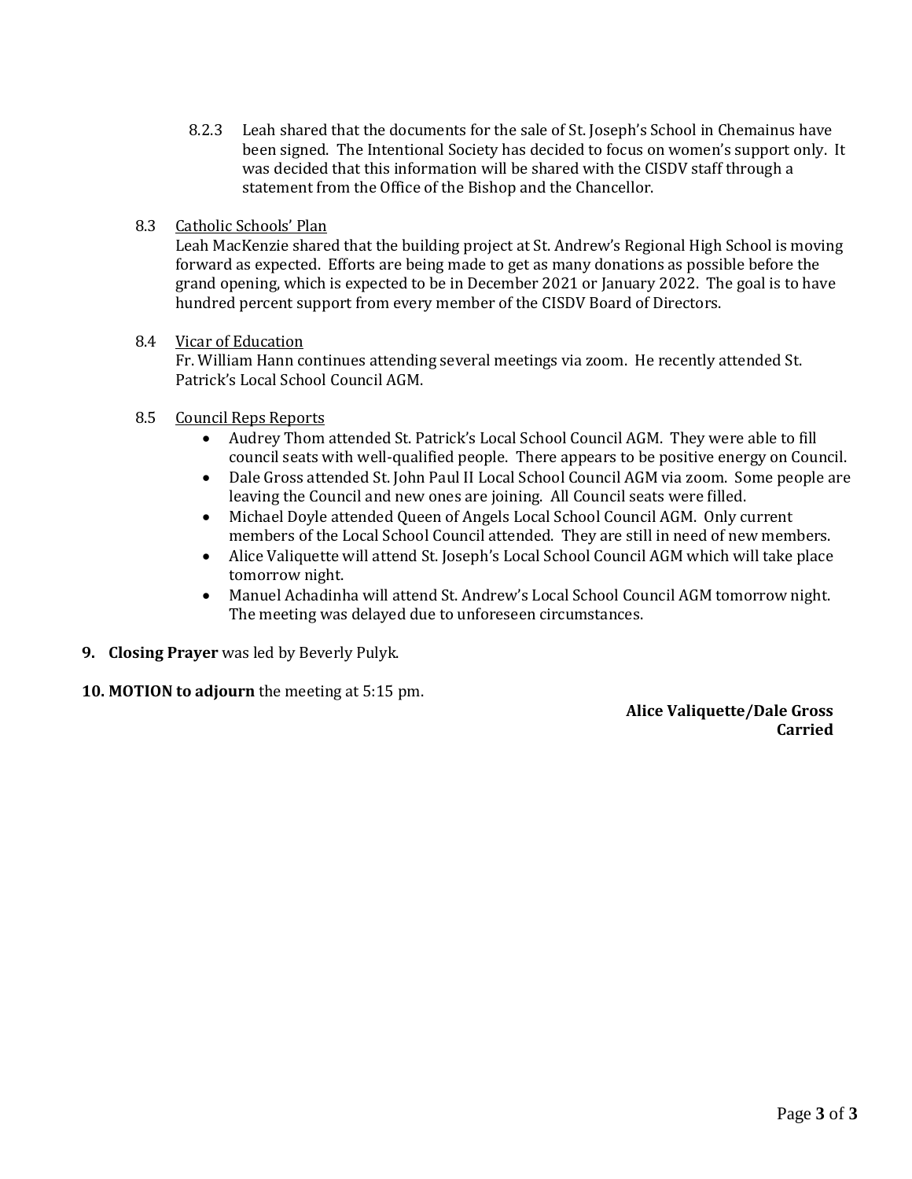8.2.3 Leah shared that the documents for the sale of St. Joseph's School in Chemainus have been signed. The Intentional Society has decided to focus on women's support only. It was decided that this information will be shared with the CISDV staff through a statement from the Office of the Bishop and the Chancellor.

8.3 Catholic Schools' Plan

Leah MacKenzie shared that the building project at St. Andrew's Regional High School is moving forward as expected. Efforts are being made to get as many donations as possible before the grand opening, which is expected to be in December 2021 or January 2022. The goal is to have hundred percent support from every member of the CISDV Board of Directors.

8.4 Vicar of Education

Fr. William Hann continues attending several meetings via zoom. He recently attended St. Patrick's Local School Council AGM.

8.5 Council Reps Reports

- Audrey Thom attended St. Patrick's Local School Council AGM. They were able to fill council seats with well-qualified people. There appears to be positive energy on Council.
- Dale Gross attended St. John Paul II Local School Council AGM via zoom. Some people are leaving the Council and new ones are joining. All Council seats were filled.
- Michael Doyle attended Queen of Angels Local School Council AGM. Only current members of the Local School Council attended. They are still in need of new members.
- Alice Valiquette will attend St. Joseph's Local School Council AGM which will take place tomorrow night.
- Manuel Achadinha will attend St. Andrew's Local School Council AGM tomorrow night. The meeting was delayed due to unforeseen circumstances.

**9. Closing Prayer** was led by Beverly Pulyk.

**10. MOTION to adjourn** the meeting at 5:15 pm.

**Alice Valiquette/Dale Gross**
**Carried**